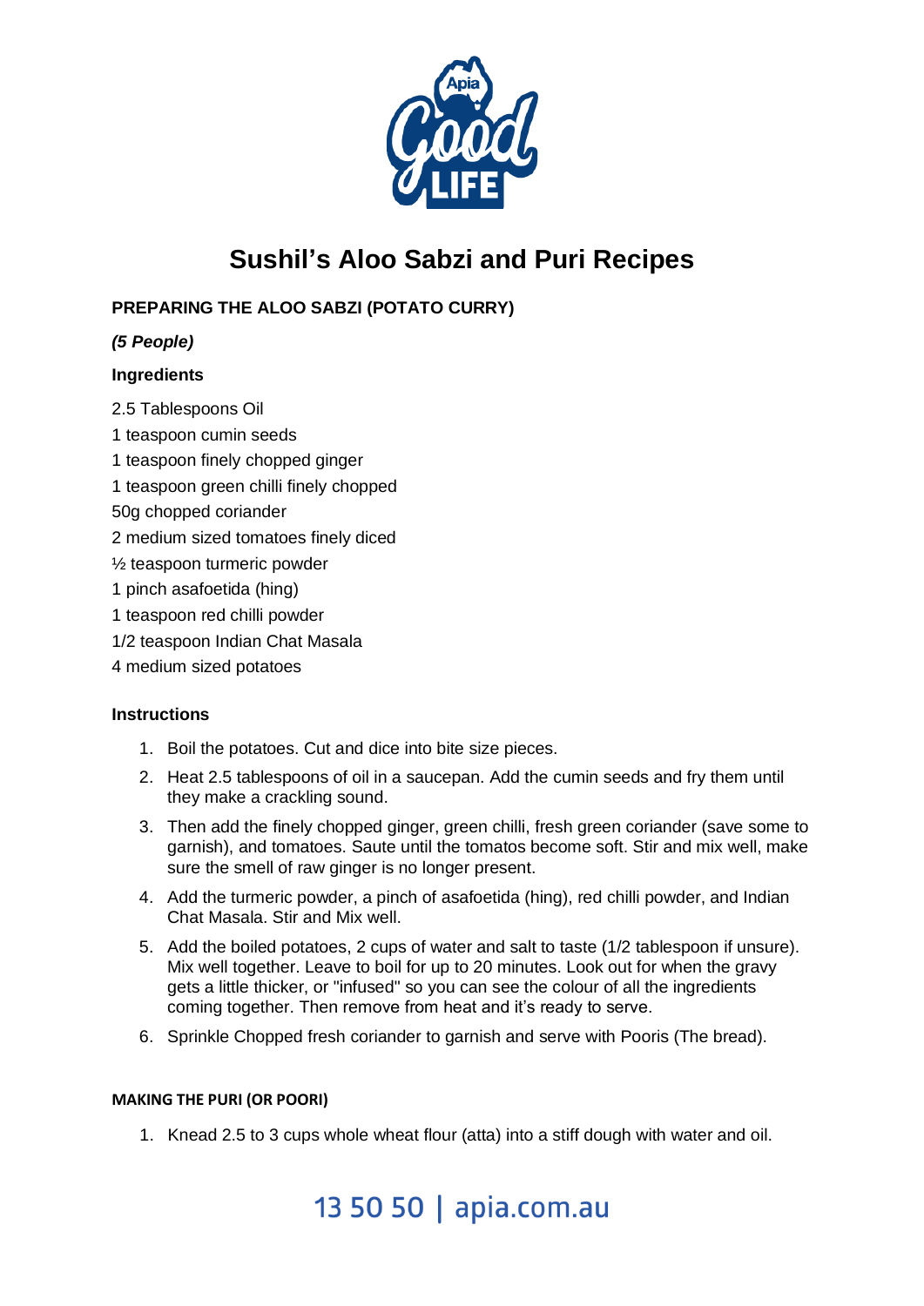# Sushil's Aloo Sabzi and Puri Recipes

## PREPARING THE ALOO SABZI (POTATO CURRY)

***(5 People)***

**Ingredients**

2.5 Tablespoons Oil
1 teaspoon cumin seeds
1 teaspoon finely chopped ginger
1 teaspoon green chilli finely chopped
50g chopped coriander
2 medium sized tomatoes finely diced
½ teaspoon turmeric powder
1 pinch asafoetida (hing)
1 teaspoon red chilli powder
1/2 teaspoon Indian Chat Masala
4 medium sized potatoes

**Instructions**

1. Boil the potatoes. Cut and dice into bite size pieces.
2. Heat 2.5 tablespoons of oil in a saucepan. Add the cumin seeds and fry them until they make a crackling sound.
3. Then add the finely chopped ginger, green chilli, fresh green coriander (save some to garnish), and tomatoes. Saute until the tomatos become soft. Stir and mix well, make sure the smell of raw ginger is no longer present.
4. Add the turmeric powder, a pinch of asafoetida (hing), red chilli powder, and Indian Chat Masala. Stir and Mix well.
5. Add the boiled potatoes, 2 cups of water and salt to taste (1/2 tablespoon if unsure). Mix well together. Leave to boil for up to 20 minutes. Look out for when the gravy gets a little thicker, or "infused" so you can see the colour of all the ingredients coming together. Then remove from heat and it's ready to serve.
6. Sprinkle Chopped fresh coriander to garnish and serve with Pooris (The bread).

## MAKING THE PURI (OR POORI)

1. Knead 2.5 to 3 cups whole wheat flour (atta) into a stiff dough with water and oil.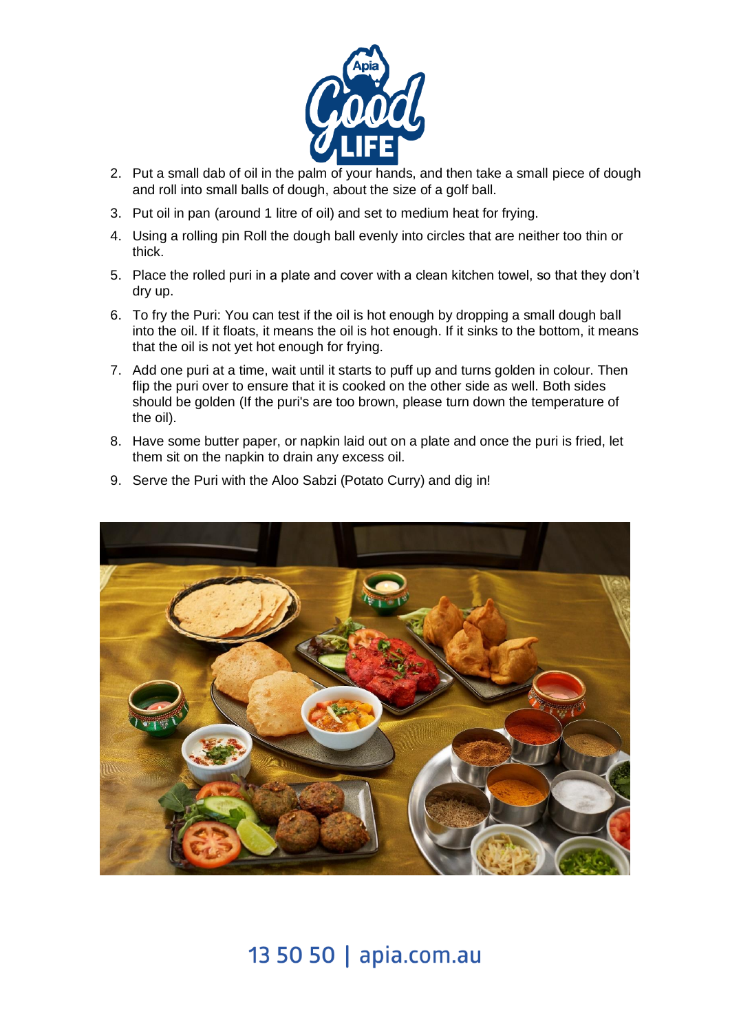2. Put a small dab of oil in the palm of your hands, and then take a small piece of dough and roll into small balls of dough, about the size of a golf ball.
3. Put oil in pan (around 1 litre of oil) and set to medium heat for frying.
4. Using a rolling pin Roll the dough ball evenly into circles that are neither too thin or thick.
5. Place the rolled puri in a plate and cover with a clean kitchen towel, so that they don't dry up.
6. To fry the Puri: You can test if the oil is hot enough by dropping a small dough ball into the oil. If it floats, it means the oil is hot enough. If it sinks to the bottom, it means that the oil is not yet hot enough for frying.
7. Add one puri at a time, wait until it starts to puff up and turns golden in colour. Then flip the puri over to ensure that it is cooked on the other side as well. Both sides should be golden (If the puri's are too brown, please turn down the temperature of the oil).
8. Have some butter paper, or napkin laid out on a plate and once the puri is fried, let them sit on the napkin to drain any excess oil.
9. Serve the Puri with the Aloo Sabzi (Potato Curry) and dig in!

13 50 50 | apia.com.au